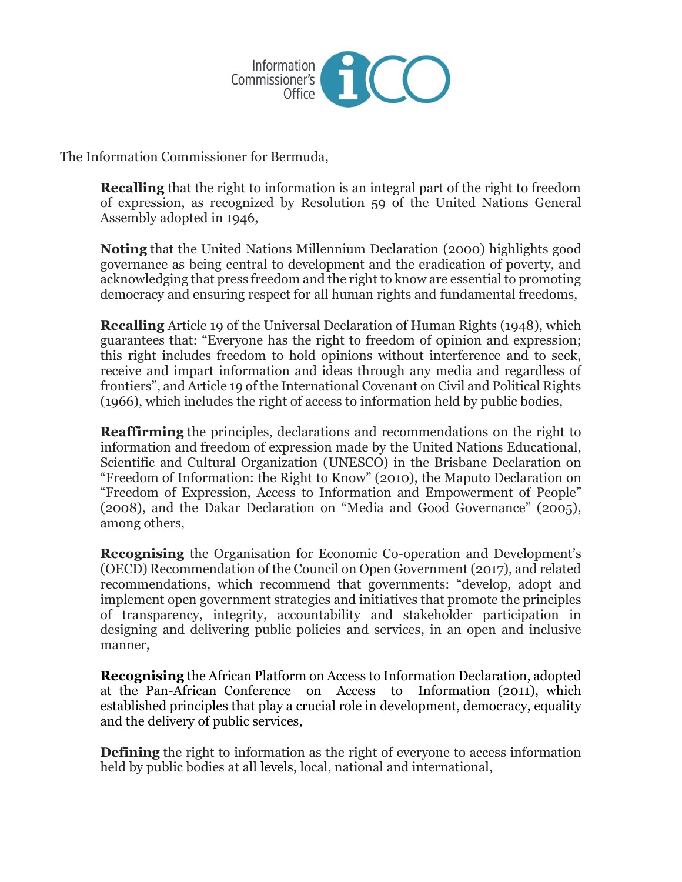The Information Commissioner for Bermuda,

**Recalling** that the right to information is an integral part of the right to freedom of expression, as recognized by Resolution 59 of the United Nations General Assembly adopted in 1946,

**Noting** that the United Nations Millennium Declaration (2000) highlights good governance as being central to development and the eradication of poverty, and acknowledging that press freedom and the right to know are essential to promoting democracy and ensuring respect for all human rights and fundamental freedoms,

**Recalling** Article 19 of the Universal Declaration of Human Rights (1948), which guarantees that: "Everyone has the right to freedom of opinion and expression; this right includes freedom to hold opinions without interference and to seek, receive and impart information and ideas through any media and regardless of frontiers", and Article 19 of the International Covenant on Civil and Political Rights (1966), which includes the right of access to information held by public bodies,

**Reaffirming** the principles, declarations and recommendations on the right to information and freedom of expression made by the United Nations Educational, Scientific and Cultural Organization (UNESCO) in the Brisbane Declaration on "Freedom of Information: the Right to Know" (2010), the Maputo Declaration on "Freedom of Expression, Access to Information and Empowerment of People" (2008), and the Dakar Declaration on "Media and Good Governance" (2005), among others,

**Recognising** the Organisation for Economic Co-operation and Development's (OECD) Recommendation of the Council on Open Government (2017), and related recommendations, which recommend that governments: "develop, adopt and implement open government strategies and initiatives that promote the principles of transparency, integrity, accountability and stakeholder participation in designing and delivering public policies and services, in an open and inclusive manner,

**Recognising** the African Platform on Access to Information Declaration, adopted at the Pan-African Conference on Access to Information (2011), which established principles that play a crucial role in development, democracy, equality and the delivery of public services,

**Defining** the right to information as the right of everyone to access information held by public bodies at all levels, local, national and international,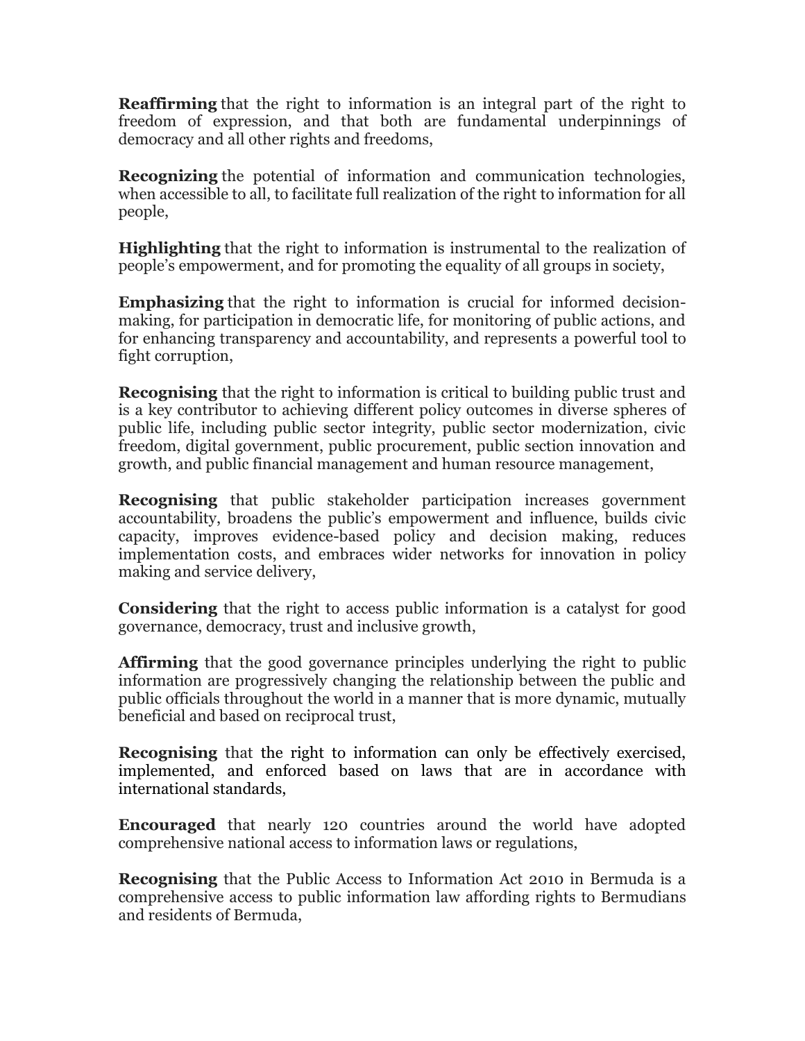**Reaffirming** that the right to information is an integral part of the right to freedom of expression, and that both are fundamental underpinnings of democracy and all other rights and freedoms,

**Recognizing** the potential of information and communication technologies, when accessible to all, to facilitate full realization of the right to information for all people,

**Highlighting** that the right to information is instrumental to the realization of people's empowerment, and for promoting the equality of all groups in society,

**Emphasizing** that the right to information is crucial for informed decision-making, for participation in democratic life, for monitoring of public actions, and for enhancing transparency and accountability, and represents a powerful tool to fight corruption,

**Recognising** that the right to information is critical to building public trust and is a key contributor to achieving different policy outcomes in diverse spheres of public life, including public sector integrity, public sector modernization, civic freedom, digital government, public procurement, public section innovation and growth, and public financial management and human resource management,

**Recognising** that public stakeholder participation increases government accountability, broadens the public's empowerment and influence, builds civic capacity, improves evidence-based policy and decision making, reduces implementation costs, and embraces wider networks for innovation in policy making and service delivery,

**Considering** that the right to access public information is a catalyst for good governance, democracy, trust and inclusive growth,

**Affirming** that the good governance principles underlying the right to public information are progressively changing the relationship between the public and public officials throughout the world in a manner that is more dynamic, mutually beneficial and based on reciprocal trust,

**Recognising** that the right to information can only be effectively exercised, implemented, and enforced based on laws that are in accordance with international standards,

**Encouraged** that nearly 120 countries around the world have adopted comprehensive national access to information laws or regulations,

**Recognising** that the Public Access to Information Act 2010 in Bermuda is a comprehensive access to public information law affording rights to Bermudians and residents of Bermuda,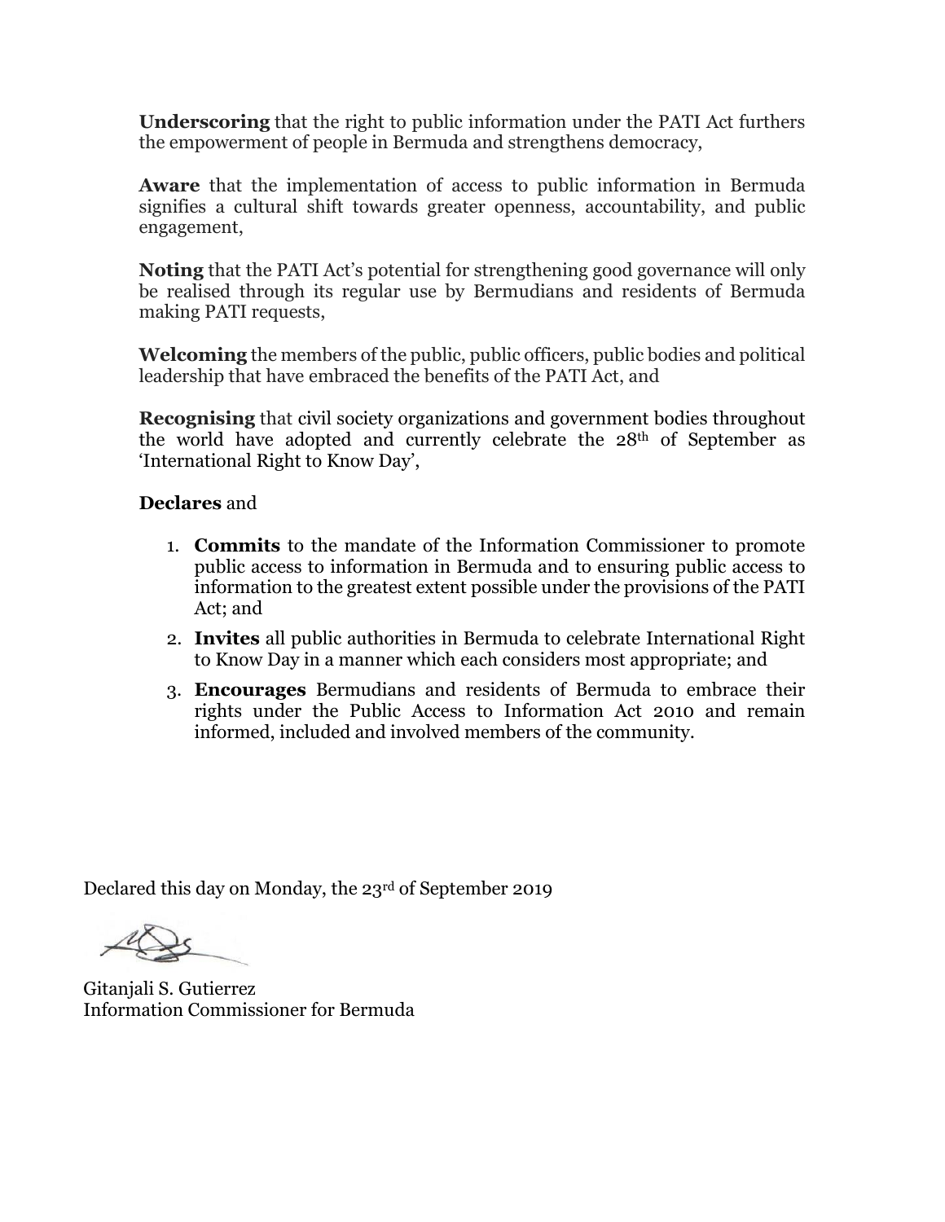**Underscoring** that the right to public information under the PATI Act furthers the empowerment of people in Bermuda and strengthens democracy,

**Aware** that the implementation of access to public information in Bermuda signifies a cultural shift towards greater openness, accountability, and public engagement,

**Noting** that the PATI Act's potential for strengthening good governance will only be realised through its regular use by Bermudians and residents of Bermuda making PATI requests,

**Welcoming** the members of the public, public officers, public bodies and political leadership that have embraced the benefits of the PATI Act, and

**Recognising** that civil society organizations and government bodies throughout the world have adopted and currently celebrate the 28th of September as 'International Right to Know Day',

**Declares** and

1. **Commits** to the mandate of the Information Commissioner to promote public access to information in Bermuda and to ensuring public access to information to the greatest extent possible under the provisions of the PATI Act; and
2. **Invites** all public authorities in Bermuda to celebrate International Right to Know Day in a manner which each considers most appropriate; and
3. **Encourages** Bermudians and residents of Bermuda to embrace their rights under the Public Access to Information Act 2010 and remain informed, included and involved members of the community.

Declared this day on Monday, the 23rd of September 2019

Gitanjali S. Gutierrez
Information Commissioner for Bermuda